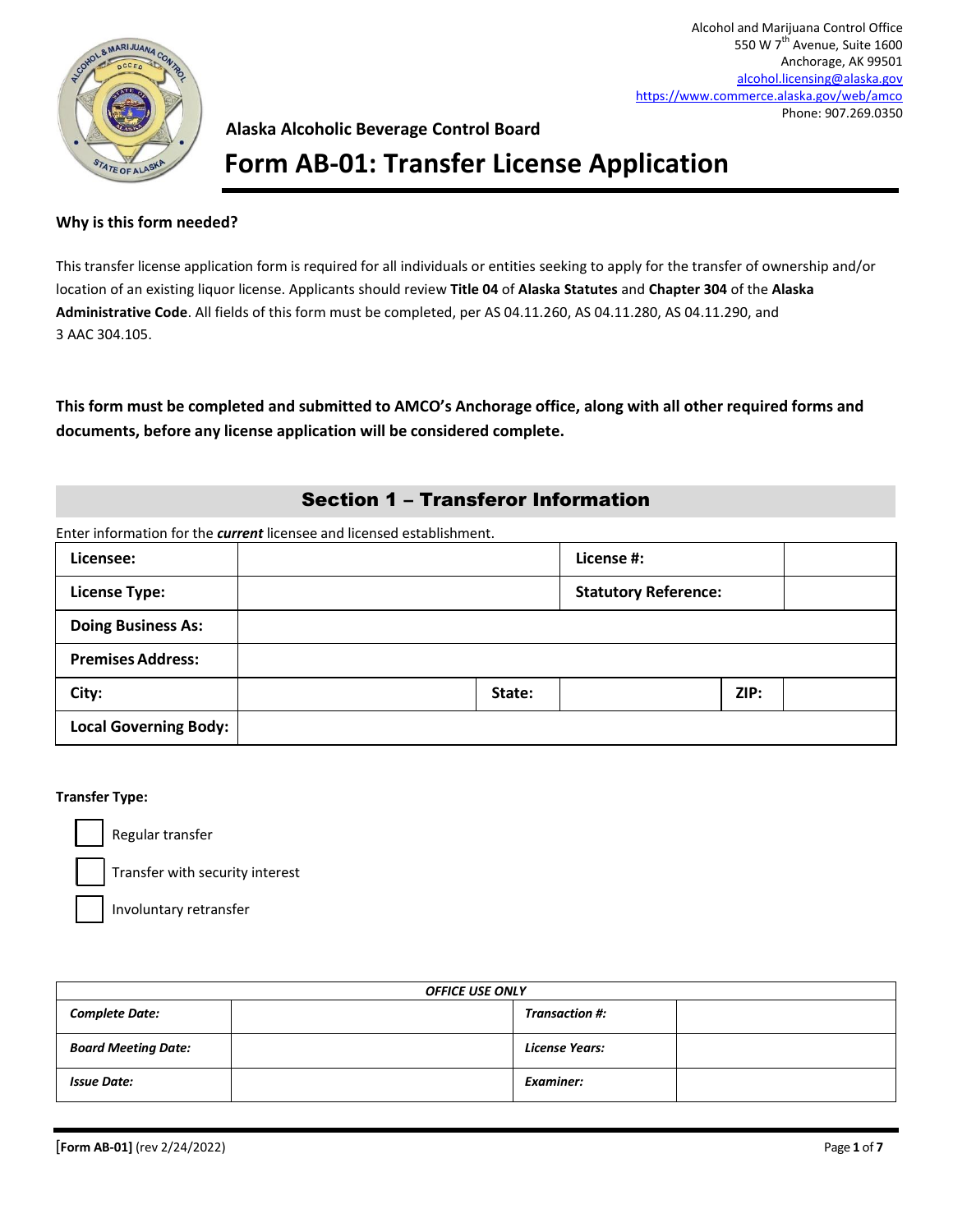Alcohol and Marijuana Control Office
550 W 7th Avenue, Suite 1600
Anchorage, AK 99501
alcohol.licensing@alaska.gov
https://www.commerce.alaska.gov/web/amco
Phone: 907.269.0350

**Alaska Alcoholic Beverage Control Board**

# Form AB-01: Transfer License Application

**Why is this form needed?**

This transfer license application form is required for all individuals or entities seeking to apply for the transfer of ownership and/or location of an existing liquor license. Applicants should review **Title 04** of **Alaska Statutes** and **Chapter 304** of the **Alaska Administrative Code**. All fields of this form must be completed, per AS 04.11.260, AS 04.11.280, AS 04.11.290, and 3 AAC 304.105.

**This form must be completed and submitted to AMCO's Anchorage office, along with all other required forms and documents, before any license application will be considered complete.**

## Section 1 – Transferor Information

Enter information for the ***current*** licensee and licensed establishment.

| | | | | | |
|---|---|---|---|---|---|
| **Licensee:** | | | **License #:** | | |
| **License Type:** | | | **Statutory Reference:** | | |
| **Doing Business As:** | | | | | |
| **Premises Address:** | | | | | |
| **City:** | | **State:** | | **ZIP:** | |
| **Local Governing Body:** | | | | | |

**Transfer Type:**

- ☐ Regular transfer
- ☐ Transfer with security interest
- ☐ Involuntary retransfer

| *OFFICE USE ONLY* | | | |
|---|---|---|---|
| ***Complete Date:*** | | ***Transaction #:*** | |
| ***Board Meeting Date:*** | | ***License Years:*** | |
| ***Issue Date:*** | | ***Examiner:*** | |

**[Form AB-01]** (rev 2/24/2022)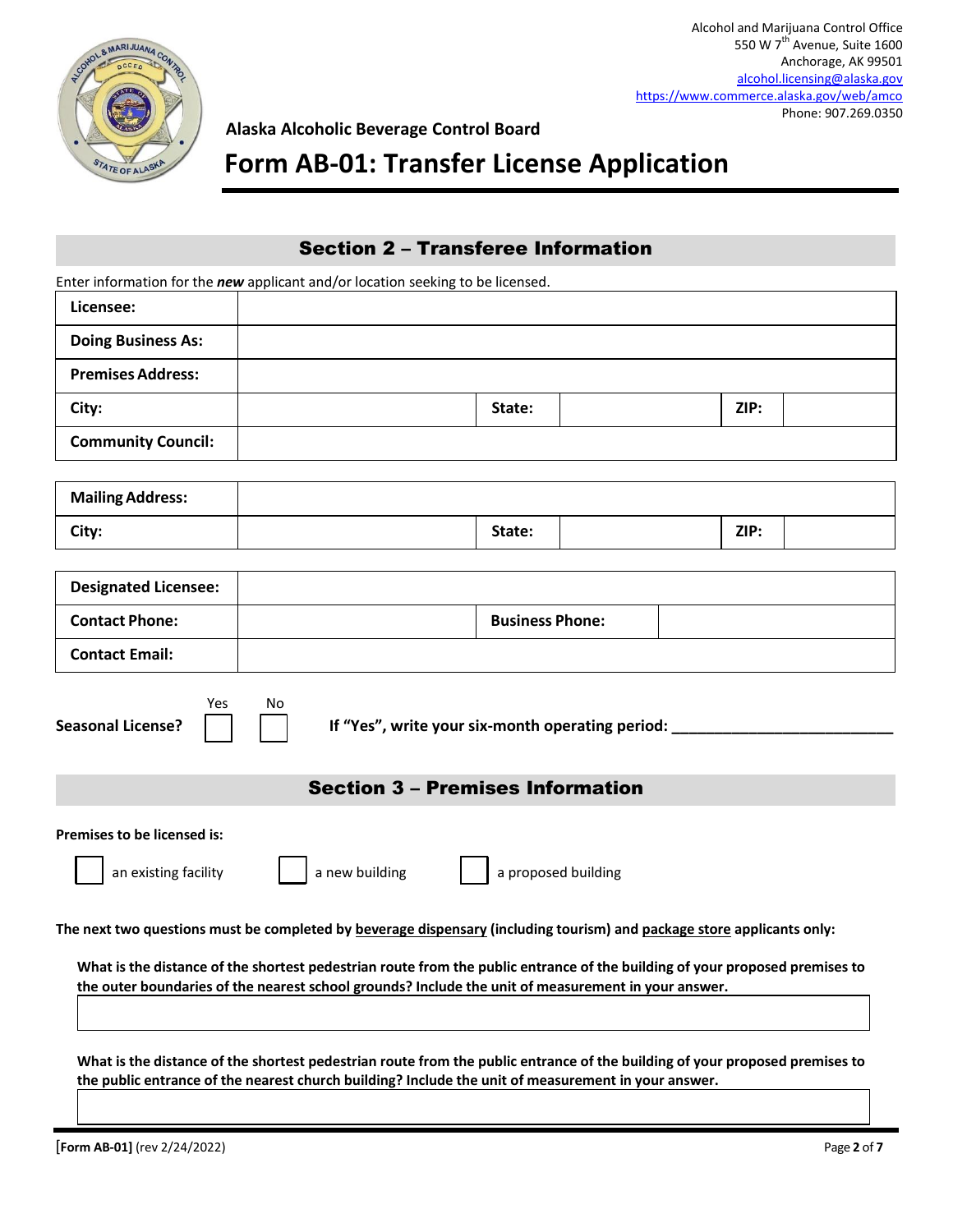Alcohol and Marijuana Control Office
550 W 7th Avenue, Suite 1600
Anchorage, AK 99501
alcohol.licensing@alaska.gov
https://www.commerce.alaska.gov/web/amco
Phone: 907.269.0350

**Alaska Alcoholic Beverage Control Board**

# Form AB-01: Transfer License Application

## Section 2 – Transferee Information

Enter information for the ***new*** applicant and/or location seeking to be licensed.

| | | | | | |
|---|---|---|---|---|---|
| **Licensee:** | | | | | |
| **Doing Business As:** | | | | | |
| **Premises Address:** | | | | | |
| **City:** | | **State:** | | **ZIP:** | |
| **Community Council:** | | | | | |

| | | | | | |
|---|---|---|---|---|---|
| **Mailing Address:** | | | | | |
| **City:** | | **State:** | | **ZIP:** | |

| | | | |
|---|---|---|---|
| **Designated Licensee:** | | | |
| **Contact Phone:** | | **Business Phone:** | |
| **Contact Email:** | | | |

**Seasonal License?** ☐ Yes ☐ No **If "Yes", write your six-month operating period:** ___________________________

## Section 3 – Premises Information

**Premises to be licensed is:**

☐ an existing facility ☐ a new building ☐ a proposed building

**The next two questions must be completed by beverage dispensary (including tourism) and package store applicants only:**

**What is the distance of the shortest pedestrian route from the public entrance of the building of your proposed premises to the outer boundaries of the nearest school grounds? Include the unit of measurement in your answer.**

| |
|---|
| |

**What is the distance of the shortest pedestrian route from the public entrance of the building of your proposed premises to the public entrance of the nearest church building? Include the unit of measurement in your answer.**

| |
|---|
| |

[Form AB-01] (rev 2/24/2022)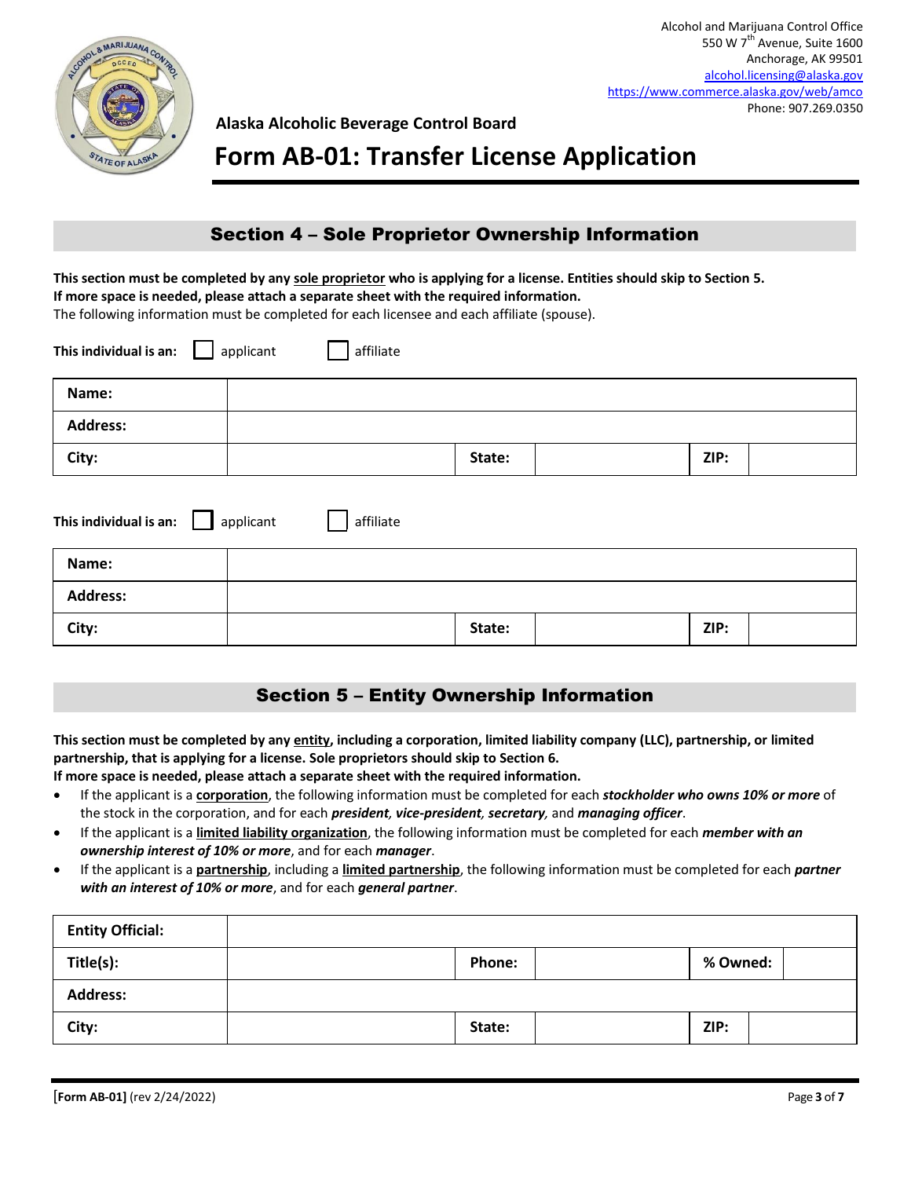Alcohol and Marijuana Control Office
550 W 7th Avenue, Suite 1600
Anchorage, AK 99501
alcohol.licensing@alaska.gov
https://www.commerce.alaska.gov/web/amco
Phone: 907.269.0350

**Alaska Alcoholic Beverage Control Board**

# Form AB-01: Transfer License Application

## Section 4 – Sole Proprietor Ownership Information

**This section must be completed by any sole proprietor who is applying for a license. Entities should skip to Section 5.**
**If more space is needed, please attach a separate sheet with the required information.**
The following information must be completed for each licensee and each affiliate (spouse).

**This individual is an:** ☐ applicant ☐ affiliate

| | | | | | |
|---|---|---|---|---|---|
| **Name:** | | | | | |
| **Address:** | | | | | |
| **City:** | | **State:** | | **ZIP:** | |

**This individual is an:** ☐ applicant ☐ affiliate

| | | | | | |
|---|---|---|---|---|---|
| **Name:** | | | | | |
| **Address:** | | | | | |
| **City:** | | **State:** | | **ZIP:** | |

## Section 5 – Entity Ownership Information

**This section must be completed by any entity, including a corporation, limited liability company (LLC), partnership, or limited partnership, that is applying for a license. Sole proprietors should skip to Section 6.**
**If more space is needed, please attach a separate sheet with the required information.**

- If the applicant is a **corporation**, the following information must be completed for each ***stockholder who owns 10% or more*** of the stock in the corporation, and for each ***president, vice-president, secretary,*** and ***managing officer***.
- If the applicant is a **limited liability organization**, the following information must be completed for each ***member with an ownership interest of 10% or more***, and for each ***manager***.
- If the applicant is a **partnership**, including a **limited partnership**, the following information must be completed for each ***partner with an interest of 10% or more***, and for each ***general partner***.

| | | | | | |
|---|---|---|---|---|---|
| **Entity Official:** | | | | | |
| **Title(s):** | | **Phone:** | | **% Owned:** | |
| **Address:** | | | | | |
| **City:** | | **State:** | | **ZIP:** | |

**[Form AB-01]** (rev 2/24/2022)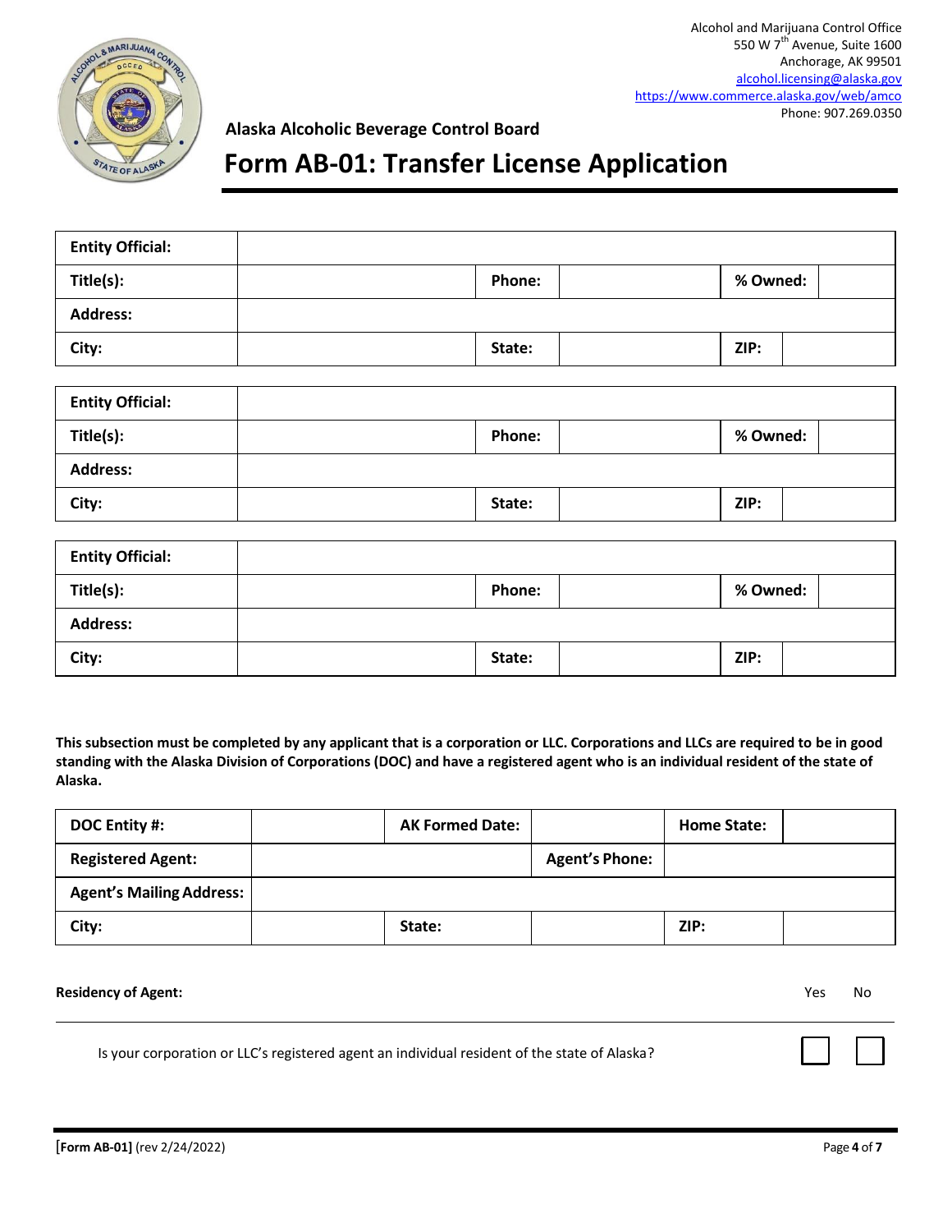Alcohol and Marijuana Control Office
550 W 7th Avenue, Suite 1600
Anchorage, AK 99501
alcohol.licensing@alaska.gov
https://www.commerce.alaska.gov/web/amco
Phone: 907.269.0350

**Alaska Alcoholic Beverage Control Board**

# Form AB-01: Transfer License Application

| | | | | | |
|---|---|---|---|---|---|
| **Entity Official:** | | | | | |
| **Title(s):** | | **Phone:** | | **% Owned:** | |
| **Address:** | | | | | |
| **City:** | | **State:** | | **ZIP:** | |

| | | | | | |
|---|---|---|---|---|---|
| **Entity Official:** | | | | | |
| **Title(s):** | | **Phone:** | | **% Owned:** | |
| **Address:** | | | | | |
| **City:** | | **State:** | | **ZIP:** | |

| | | | | | |
|---|---|---|---|---|---|
| **Entity Official:** | | | | | |
| **Title(s):** | | **Phone:** | | **% Owned:** | |
| **Address:** | | | | | |
| **City:** | | **State:** | | **ZIP:** | |

**This subsection must be completed by any applicant that is a corporation or LLC. Corporations and LLCs are required to be in good standing with the Alaska Division of Corporations (DOC) and have a registered agent who is an individual resident of the state of Alaska.**

| | | | | | |
|---|---|---|---|---|---|
| **DOC Entity #:** | | **AK Formed Date:** | | **Home State:** | |
| **Registered Agent:** | | | **Agent's Phone:** | | |
| **Agent's Mailing Address:** | | | | | |
| **City:** | | **State:** | | **ZIP:** | |

| **Residency of Agent:** | Yes | No |
|---|---|---|
| Is your corporation or LLC's registered agent an individual resident of the state of Alaska? | ☐ | ☐ |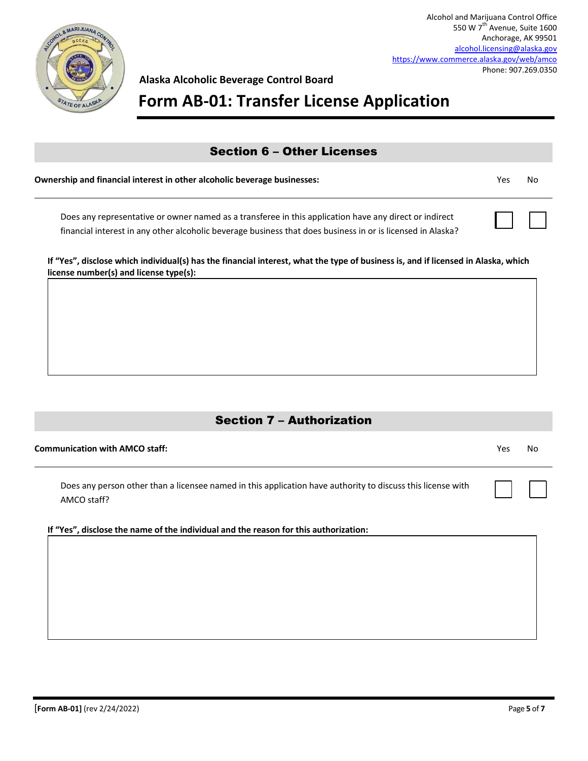Alcohol and Marijuana Control Office
550 W 7th Avenue, Suite 1600
Anchorage, AK 99501
alcohol.licensing@alaska.gov
https://www.commerce.alaska.gov/web/amco
Phone: 907.269.0350

**Alaska Alcoholic Beverage Control Board**

# Form AB-01: Transfer License Application

## Section 6 – Other Licenses

| **Ownership and financial interest in other alcoholic beverage businesses:** | Yes | No |
|---|---|---|
| Does any representative or owner named as a transferee in this application have any direct or indirect financial interest in any other alcoholic beverage business that does business in or is licensed in Alaska? | ☐ | ☐ |

**If "Yes", disclose which individual(s) has the financial interest, what the type of business is, and if licensed in Alaska, which license number(s) and license type(s):**

## Section 7 – Authorization

| **Communication with AMCO staff:** | Yes | No |
|---|---|---|
| Does any person other than a licensee named in this application have authority to discuss this license with AMCO staff? | ☐ | ☐ |

**If "Yes", disclose the name of the individual and the reason for this authorization:**

[Form AB-01] (rev 2/24/2022)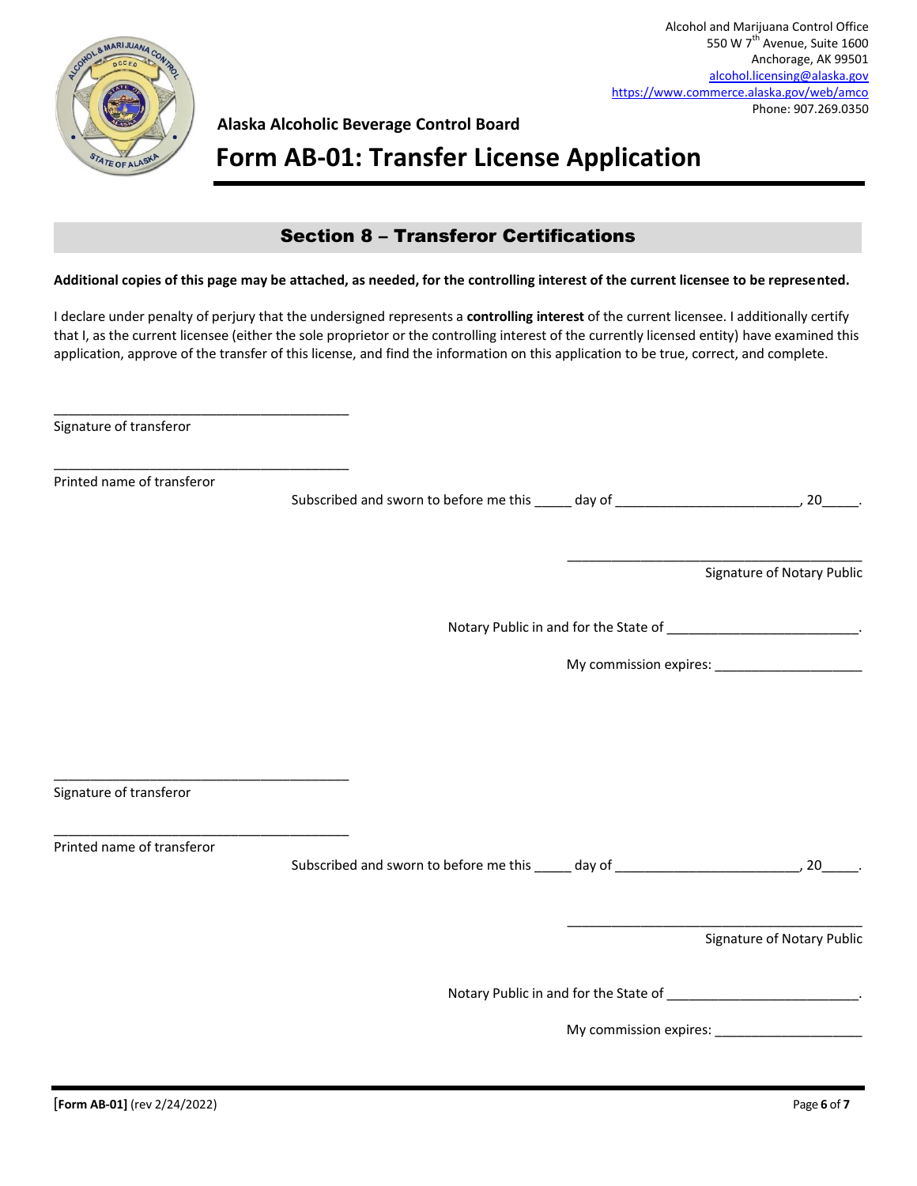Alcohol and Marijuana Control Office
550 W 7th Avenue, Suite 1600
Anchorage, AK 99501
alcohol.licensing@alaska.gov
https://www.commerce.alaska.gov/web/amco
Phone: 907.269.0350

**Alaska Alcoholic Beverage Control Board**

# Form AB-01: Transfer License Application

## Section 8 – Transferor Certifications

**Additional copies of this page may be attached, as needed, for the controlling interest of the current licensee to be represented.**

I declare under penalty of perjury that the undersigned represents a **controlling interest** of the current licensee. I additionally certify that I, as the current licensee (either the sole proprietor or the controlling interest of the currently licensed entity) have examined this application, approve of the transfer of this license, and find the information on this application to be true, correct, and complete.

_________________________________________
Signature of transferor

_________________________________________
Printed name of transferor

Subscribed and sworn to before me this _____ day of ________________________, 20_____.

_________________________________________
Signature of Notary Public

Notary Public in and for the State of __________________________.

My commission expires: ____________________

_________________________________________
Signature of transferor

_________________________________________
Printed name of transferor

Subscribed and sworn to before me this _____ day of ________________________, 20_____.

_________________________________________
Signature of Notary Public

Notary Public in and for the State of __________________________.

My commission expires: ____________________

[Form AB-01] (rev 2/24/2022)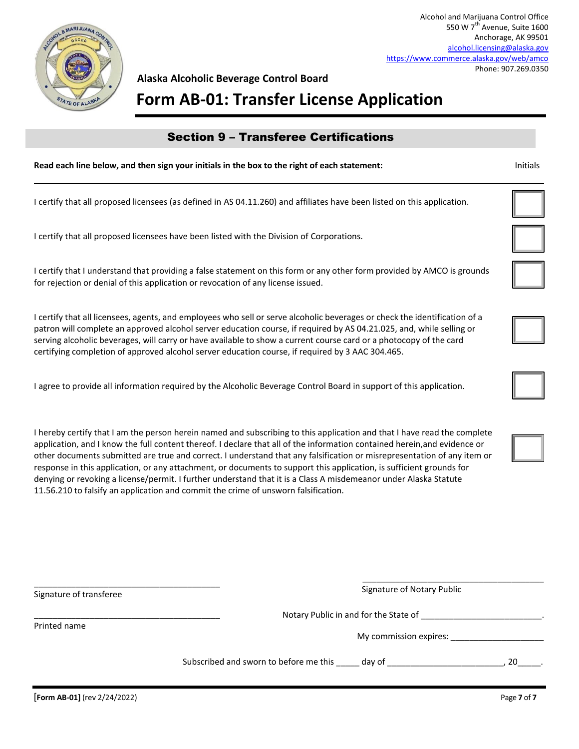Alcohol and Marijuana Control Office
550 W 7th Avenue, Suite 1600
Anchorage, AK 99501
alcohol.licensing@alaska.gov
https://www.commerce.alaska.gov/web/amco
Phone: 907.269.0350

**Alaska Alcoholic Beverage Control Board**

# Form AB-01: Transfer License Application

## Section 9 – Transferee Certifications

| **Read each line below, and then sign your initials in the box to the right of each statement:** | Initials |
|---|---|
| I certify that all proposed licensees (as defined in AS 04.11.260) and affiliates have been listed on this application. | |
| I certify that all proposed licensees have been listed with the Division of Corporations. | |
| I certify that I understand that providing a false statement on this form or any other form provided by AMCO is grounds for rejection or denial of this application or revocation of any license issued. | |
| I certify that all licensees, agents, and employees who sell or serve alcoholic beverages or check the identification of a patron will complete an approved alcohol server education course, if required by AS 04.21.025, and, while selling or serving alcoholic beverages, will carry or have available to show a current course card or a photocopy of the card certifying completion of approved alcohol server education course, if required by 3 AAC 304.465. | |
| I agree to provide all information required by the Alcoholic Beverage Control Board in support of this application. | |
| I hereby certify that I am the person herein named and subscribing to this application and that I have read the complete application, and I know the full content thereof. I declare that all of the information contained herein,and evidence or other documents submitted are true and correct. I understand that any falsification or misrepresentation of any item or response in this application, or any attachment, or documents to support this application, is sufficient grounds for denying or revoking a license/permit. I further understand that it is a Class A misdemeanor under Alaska Statute 11.56.210 to falsify an application and commit the crime of unsworn falsification. | |

_________________________________________
Signature of transferee

_________________________________________
Printed name

_________________________________________
Signature of Notary Public

Notary Public in and for the State of __________________________.

My commission expires: ____________________

Subscribed and sworn to before me this _____ day of ________________________, 20_____.

[**Form AB-01]** (rev 2/24/2022)